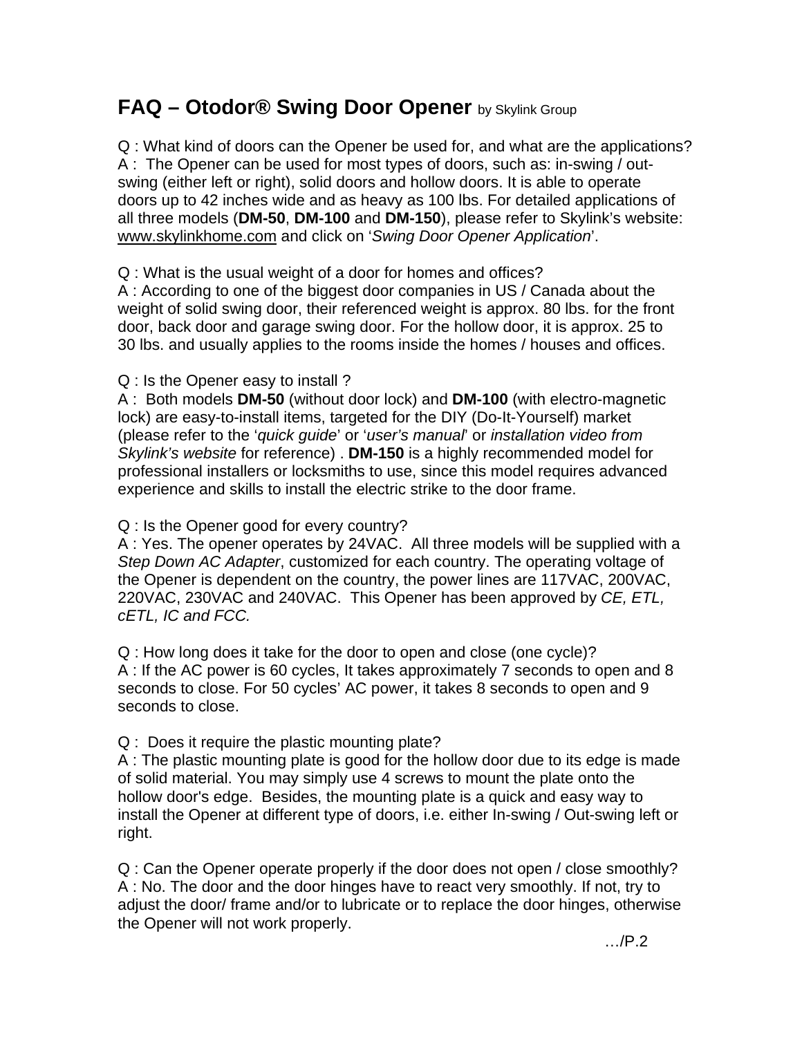# FAQ – Otodor® Swing Door Opener by Skylink Group

Q : What kind of doors can the Opener be used for, and what are the applications?
A : The Opener can be used for most types of doors, such as: in-swing / out-swing (either left or right), solid doors and hollow doors. It is able to operate doors up to 42 inches wide and as heavy as 100 lbs. For detailed applications of all three models (**DM-50**, **DM-100** and **DM-150**), please refer to Skylink's website: www.skylinkhome.com and click on '*Swing Door Opener Application*'.

Q : What is the usual weight of a door for homes and offices?
A : According to one of the biggest door companies in US / Canada about the weight of solid swing door, their referenced weight is approx. 80 lbs. for the front door, back door and garage swing door. For the hollow door, it is approx. 25 to 30 lbs. and usually applies to the rooms inside the homes / houses and offices.

Q : Is the Opener easy to install ?
A : Both models **DM-50** (without door lock) and **DM-100** (with electro-magnetic lock) are easy-to-install items, targeted for the DIY (Do-It-Yourself) market (please refer to the '*quick guide*' or '*user's manual*' or *installation video from Skylink's website* for reference) . **DM-150** is a highly recommended model for professional installers or locksmiths to use, since this model requires advanced experience and skills to install the electric strike to the door frame.

Q : Is the Opener good for every country?
A : Yes. The opener operates by 24VAC. All three models will be supplied with a *Step Down AC Adapter*, customized for each country. The operating voltage of the Opener is dependent on the country, the power lines are 117VAC, 200VAC, 220VAC, 230VAC and 240VAC. This Opener has been approved by *CE, ETL, cETL, IC and FCC.*

Q : How long does it take for the door to open and close (one cycle)?
A : If the AC power is 60 cycles, It takes approximately 7 seconds to open and 8 seconds to close. For 50 cycles' AC power, it takes 8 seconds to open and 9 seconds to close.

Q : Does it require the plastic mounting plate?
A : The plastic mounting plate is good for the hollow door due to its edge is made of solid material. You may simply use 4 screws to mount the plate onto the hollow door's edge. Besides, the mounting plate is a quick and easy way to install the Opener at different type of doors, i.e. either In-swing / Out-swing left or right.

Q : Can the Opener operate properly if the door does not open / close smoothly?
A : No. The door and the door hinges have to react very smoothly. If not, try to adjust the door/ frame and/or to lubricate or to replace the door hinges, otherwise the Opener will not work properly.

…/P.2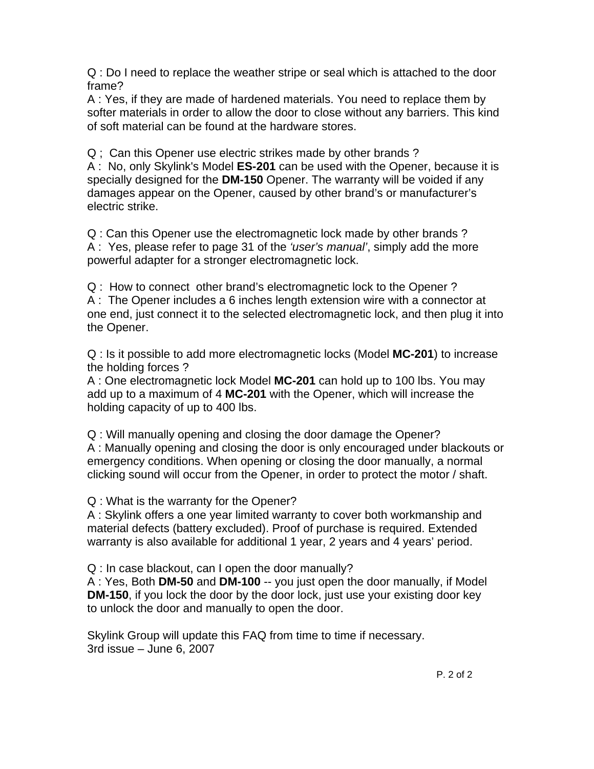Q : Do I need to replace the weather stripe or seal which is attached to the door frame?
A : Yes, if they are made of hardened materials. You need to replace them by softer materials in order to allow the door to close without any barriers. This kind of soft material can be found at the hardware stores.

Q ; Can this Opener use electric strikes made by other brands ?
A : No, only Skylink's Model **ES-201** can be used with the Opener, because it is specially designed for the **DM-150** Opener. The warranty will be voided if any damages appear on the Opener, caused by other brand's or manufacturer's electric strike.

Q : Can this Opener use the electromagnetic lock made by other brands ?
A : Yes, please refer to page 31 of the *'user's manual'*, simply add the more powerful adapter for a stronger electromagnetic lock.

Q : How to connect other brand's electromagnetic lock to the Opener ?
A : The Opener includes a 6 inches length extension wire with a connector at one end, just connect it to the selected electromagnetic lock, and then plug it into the Opener.

Q : Is it possible to add more electromagnetic locks (Model **MC-201**) to increase the holding forces ?
A : One electromagnetic lock Model **MC-201** can hold up to 100 lbs. You may add up to a maximum of 4 **MC-201** with the Opener, which will increase the holding capacity of up to 400 lbs.

Q : Will manually opening and closing the door damage the Opener?
A : Manually opening and closing the door is only encouraged under blackouts or emergency conditions. When opening or closing the door manually, a normal clicking sound will occur from the Opener, in order to protect the motor / shaft.

Q : What is the warranty for the Opener?
A : Skylink offers a one year limited warranty to cover both workmanship and material defects (battery excluded). Proof of purchase is required. Extended warranty is also available for additional 1 year, 2 years and 4 years' period.

Q : In case blackout, can I open the door manually?
A : Yes, Both **DM-50** and **DM-100** -- you just open the door manually, if Model **DM-150**, if you lock the door by the door lock, just use your existing door key to unlock the door and manually to open the door.

Skylink Group will update this FAQ from time to time if necessary.
3rd issue – June 6, 2007